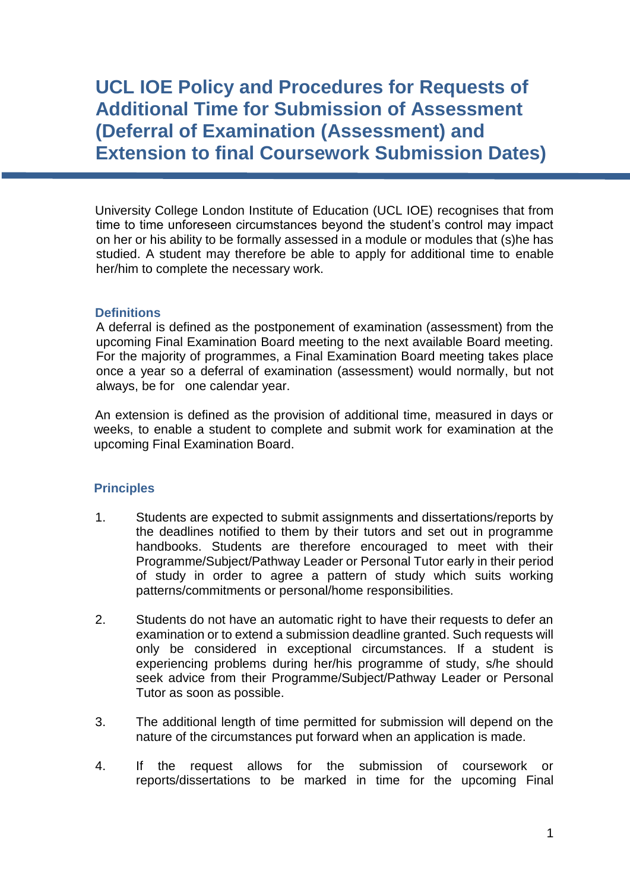# UCL IOE Policy and Procedures for Requests of Additional Time for Submission of Assessment (Deferral of Examination (Assessment) and Extension to final Coursework Submission Dates)

University College London Institute of Education (UCL IOE) recognises that from time to time unforeseen circumstances beyond the student's control may impact on her or his ability to be formally assessed in a module or modules that (s)he has studied. A student may therefore be able to apply for additional time to enable her/him to complete the necessary work.

## Definitions

A deferral is defined as the postponement of examination (assessment) from the upcoming Final Examination Board meeting to the next available Board meeting. For the majority of programmes, a Final Examination Board meeting takes place once a year so a deferral of examination (assessment) would normally, but not always, be for one calendar year.

An extension is defined as the provision of additional time, measured in days or weeks, to enable a student to complete and submit work for examination at the upcoming Final Examination Board.

## Principles

1. Students are expected to submit assignments and dissertations/reports by the deadlines notified to them by their tutors and set out in programme handbooks. Students are therefore encouraged to meet with their Programme/Subject/Pathway Leader or Personal Tutor early in their period of study in order to agree a pattern of study which suits working patterns/commitments or personal/home responsibilities.

2. Students do not have an automatic right to have their requests to defer an examination or to extend a submission deadline granted. Such requests will only be considered in exceptional circumstances. If a student is experiencing problems during her/his programme of study, s/he should seek advice from their Programme/Subject/Pathway Leader or Personal Tutor as soon as possible.

3. The additional length of time permitted for submission will depend on the nature of the circumstances put forward when an application is made.

4. If the request allows for the submission of coursework or reports/dissertations to be marked in time for the upcoming Final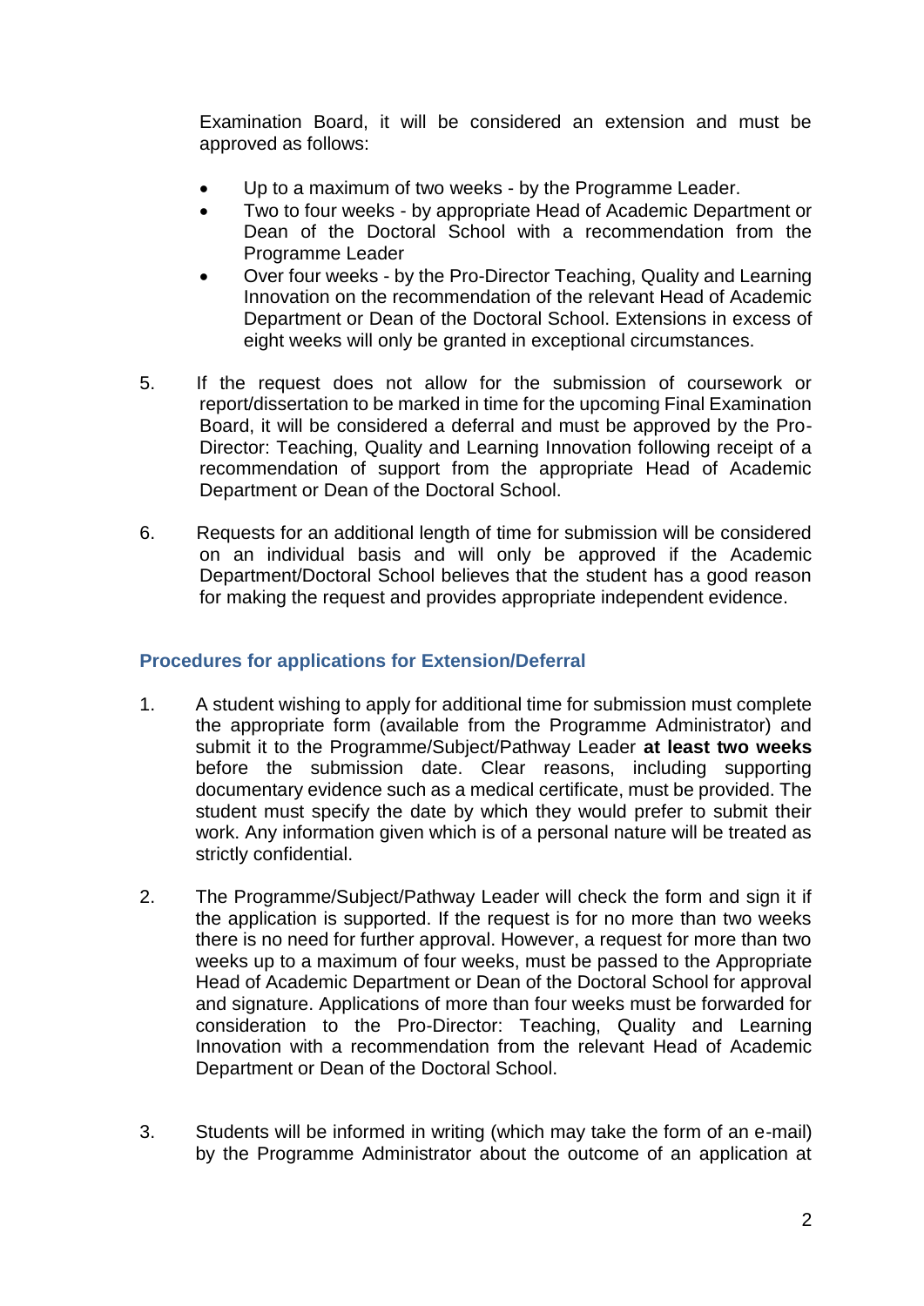Examination Board, it will be considered an extension and must be approved as follows:

- Up to a maximum of two weeks - by the Programme Leader.
- Two to four weeks - by appropriate Head of Academic Department or Dean of the Doctoral School with a recommendation from the Programme Leader
- Over four weeks - by the Pro-Director Teaching, Quality and Learning Innovation on the recommendation of the relevant Head of Academic Department or Dean of the Doctoral School. Extensions in excess of eight weeks will only be granted in exceptional circumstances.

5. If the request does not allow for the submission of coursework or report/dissertation to be marked in time for the upcoming Final Examination Board, it will be considered a deferral and must be approved by the Pro-Director: Teaching, Quality and Learning Innovation following receipt of a recommendation of support from the appropriate Head of Academic Department or Dean of the Doctoral School.

6. Requests for an additional length of time for submission will be considered on an individual basis and will only be approved if the Academic Department/Doctoral School believes that the student has a good reason for making the request and provides appropriate independent evidence.

### Procedures for applications for Extension/Deferral

1. A student wishing to apply for additional time for submission must complete the appropriate form (available from the Programme Administrator) and submit it to the Programme/Subject/Pathway Leader **at least two weeks** before the submission date. Clear reasons, including supporting documentary evidence such as a medical certificate, must be provided. The student must specify the date by which they would prefer to submit their work. Any information given which is of a personal nature will be treated as strictly confidential.

2. The Programme/Subject/Pathway Leader will check the form and sign it if the application is supported. If the request is for no more than two weeks there is no need for further approval. However, a request for more than two weeks up to a maximum of four weeks, must be passed to the Appropriate Head of Academic Department or Dean of the Doctoral School for approval and signature. Applications of more than four weeks must be forwarded for consideration to the Pro-Director: Teaching, Quality and Learning Innovation with a recommendation from the relevant Head of Academic Department or Dean of the Doctoral School.

3. Students will be informed in writing (which may take the form of an e-mail) by the Programme Administrator about the outcome of an application at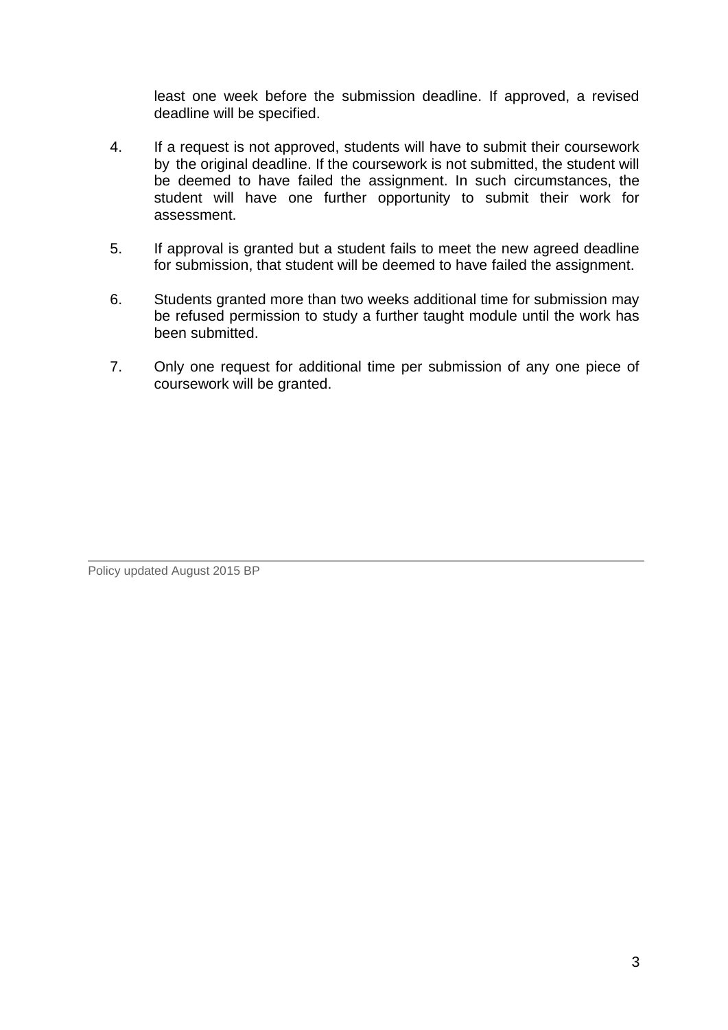least one week before the submission deadline. If approved, a revised deadline will be specified.

4. If a request is not approved, students will have to submit their coursework by the original deadline. If the coursework is not submitted, the student will be deemed to have failed the assignment. In such circumstances, the student will have one further opportunity to submit their work for assessment.

5. If approval is granted but a student fails to meet the new agreed deadline for submission, that student will be deemed to have failed the assignment.

6. Students granted more than two weeks additional time for submission may be refused permission to study a further taught module until the work has been submitted.

7. Only one request for additional time per submission of any one piece of coursework will be granted.

---

Policy updated August 2015 BP